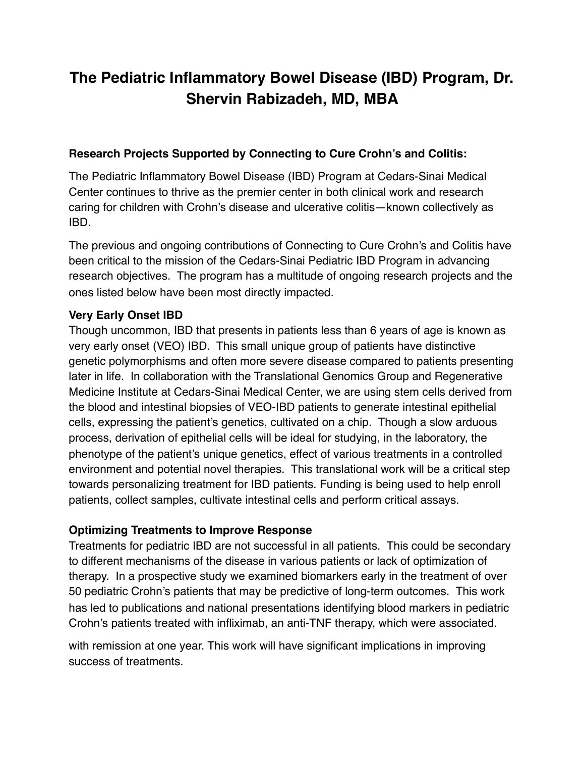# The Pediatric Inflammatory Bowel Disease (IBD) Program, Dr. Shervin Rabizadeh, MD, MBA

**Research Projects Supported by Connecting to Cure Crohn's and Colitis:**

The Pediatric Inflammatory Bowel Disease (IBD) Program at Cedars-Sinai Medical Center continues to thrive as the premier center in both clinical work and research caring for children with Crohn's disease and ulcerative colitis—known collectively as IBD.

The previous and ongoing contributions of Connecting to Cure Crohn's and Colitis have been critical to the mission of the Cedars-Sinai Pediatric IBD Program in advancing research objectives. The program has a multitude of ongoing research projects and the ones listed below have been most directly impacted.

**Very Early Onset IBD**

Though uncommon, IBD that presents in patients less than 6 years of age is known as very early onset (VEO) IBD. This small unique group of patients have distinctive genetic polymorphisms and often more severe disease compared to patients presenting later in life. In collaboration with the Translational Genomics Group and Regenerative Medicine Institute at Cedars-Sinai Medical Center, we are using stem cells derived from the blood and intestinal biopsies of VEO-IBD patients to generate intestinal epithelial cells, expressing the patient's genetics, cultivated on a chip. Though a slow arduous process, derivation of epithelial cells will be ideal for studying, in the laboratory, the phenotype of the patient's unique genetics, effect of various treatments in a controlled environment and potential novel therapies. This translational work will be a critical step towards personalizing treatment for IBD patients. Funding is being used to help enroll patients, collect samples, cultivate intestinal cells and perform critical assays.

**Optimizing Treatments to Improve Response**

Treatments for pediatric IBD are not successful in all patients. This could be secondary to different mechanisms of the disease in various patients or lack of optimization of therapy. In a prospective study we examined biomarkers early in the treatment of over 50 pediatric Crohn's patients that may be predictive of long-term outcomes. This work has led to publications and national presentations identifying blood markers in pediatric Crohn's patients treated with infliximab, an anti-TNF therapy, which were associated.

with remission at one year. This work will have significant implications in improving success of treatments.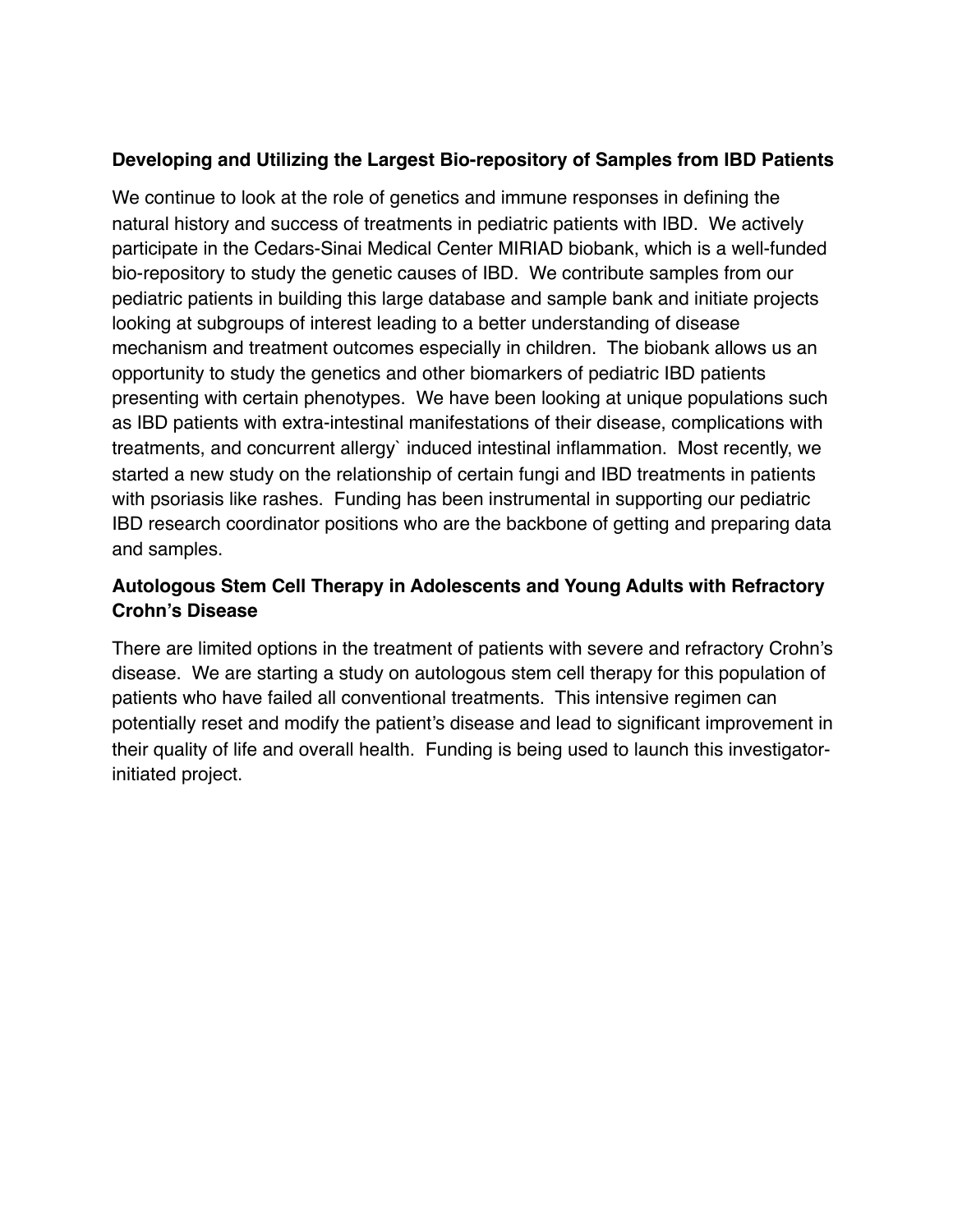**Developing and Utilizing the Largest Bio-repository of Samples from IBD Patients**

We continue to look at the role of genetics and immune responses in defining the natural history and success of treatments in pediatric patients with IBD. We actively participate in the Cedars-Sinai Medical Center MIRIAD biobank, which is a well-funded bio-repository to study the genetic causes of IBD. We contribute samples from our pediatric patients in building this large database and sample bank and initiate projects looking at subgroups of interest leading to a better understanding of disease mechanism and treatment outcomes especially in children. The biobank allows us an opportunity to study the genetics and other biomarkers of pediatric IBD patients presenting with certain phenotypes. We have been looking at unique populations such as IBD patients with extra-intestinal manifestations of their disease, complications with treatments, and concurrent allergy` induced intestinal inflammation. Most recently, we started a new study on the relationship of certain fungi and IBD treatments in patients with psoriasis like rashes. Funding has been instrumental in supporting our pediatric IBD research coordinator positions who are the backbone of getting and preparing data and samples.

**Autologous Stem Cell Therapy in Adolescents and Young Adults with Refractory Crohn's Disease**

There are limited options in the treatment of patients with severe and refractory Crohn's disease. We are starting a study on autologous stem cell therapy for this population of patients who have failed all conventional treatments. This intensive regimen can potentially reset and modify the patient's disease and lead to significant improvement in their quality of life and overall health. Funding is being used to launch this investigator-initiated project.